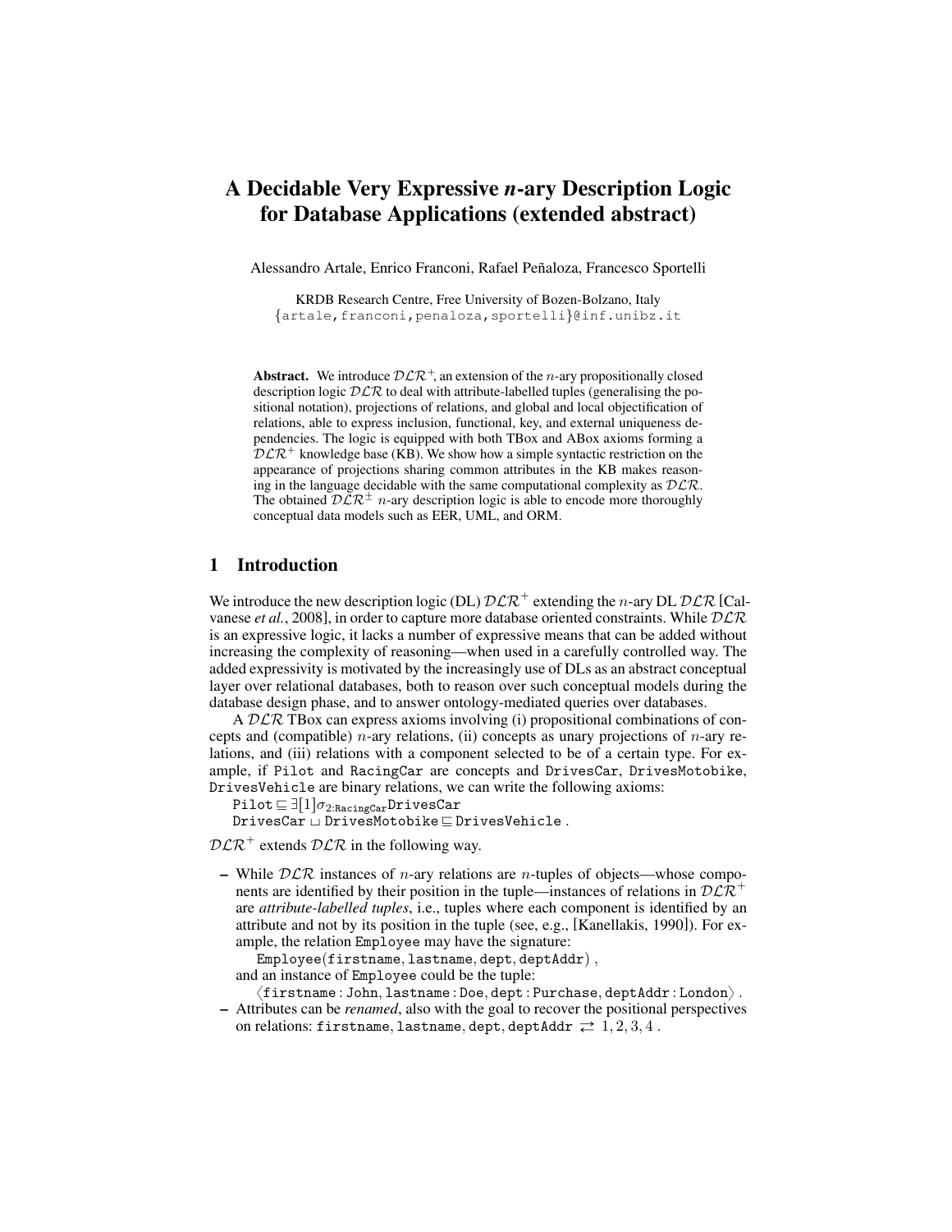# A Decidable Very Expressive *n*-ary Description Logic for Database Applications (extended abstract)

Alessandro Artale, Enrico Franconi, Rafael Peñaloza, Francesco Sportelli

KRDB Research Centre, Free University of Bozen-Bolzano, Italy
{artale,franconi,penaloza,sportelli}@inf.unibz.it

**Abstract.** We introduce $\mathcal{DLR}^+$, an extension of the $n$-ary propositionally closed description logic $\mathcal{DLR}$ to deal with attribute-labelled tuples (generalising the positional notation), projections of relations, and global and local objectification of relations, able to express inclusion, functional, key, and external uniqueness dependencies. The logic is equipped with both TBox and ABox axioms forming a $\mathcal{DLR}^+$ knowledge base (KB). We show how a simple syntactic restriction on the appearance of projections sharing common attributes in the KB makes reasoning in the language decidable with the same computational complexity as $\mathcal{DLR}$. The obtained $\mathcal{DLR}^\pm$ $n$-ary description logic is able to encode more thoroughly conceptual data models such as EER, UML, and ORM.

## 1 Introduction

We introduce the new description logic (DL) $\mathcal{DLR}^+$ extending the $n$-ary DL $\mathcal{DLR}$ [Calvanese *et al.*, 2008], in order to capture more database oriented constraints. While $\mathcal{DLR}$ is an expressive logic, it lacks a number of expressive means that can be added without increasing the complexity of reasoning—when used in a carefully controlled way. The added expressivity is motivated by the increasingly use of DLs as an abstract conceptual layer over relational databases, both to reason over such conceptual models during the database design phase, and to answer ontology-mediated queries over databases.

A $\mathcal{DLR}$ TBox can express axioms involving (i) propositional combinations of concepts and (compatible) $n$-ary relations, (ii) concepts as unary projections of $n$-ary relations, and (iii) relations with a component selected to be of a certain type. For example, if Pilot and RacingCar are concepts and DrivesCar, DrivesMotobike, DrivesVehicle are binary relations, we can write the following axioms:

$\texttt{Pilot} \sqsubseteq \exists[1]\sigma_{2:\texttt{RacingCar}}\texttt{DrivesCar}$
$\texttt{DrivesCar} \sqcup \texttt{DrivesMotobike} \sqsubseteq \texttt{DrivesVehicle}$ .

$\mathcal{DLR}^+$ extends $\mathcal{DLR}$ in the following way.

- While $\mathcal{DLR}$ instances of $n$-ary relations are $n$-tuples of objects—whose components are identified by their position in the tuple—instances of relations in $\mathcal{DLR}^+$ are *attribute-labelled tuples*, i.e., tuples where each component is identified by an attribute and not by its position in the tuple (see, e.g., [Kanellakis, 1990]). For example, the relation Employee may have the signature:
  $\texttt{Employee}(\texttt{firstname}, \texttt{lastname}, \texttt{dept}, \texttt{deptAddr})$ ,
  and an instance of Employee could be the tuple:
  $\langle \texttt{firstname}:\texttt{John}, \texttt{lastname}:\texttt{Doe}, \texttt{dept}:\texttt{Purchase}, \texttt{deptAddr}:\texttt{London}\rangle$ .
- Attributes can be *renamed*, also with the goal to recover the positional perspectives on relations: $\texttt{firstname}, \texttt{lastname}, \texttt{dept}, \texttt{deptAddr} \rightleftarrows 1, 2, 3, 4$ .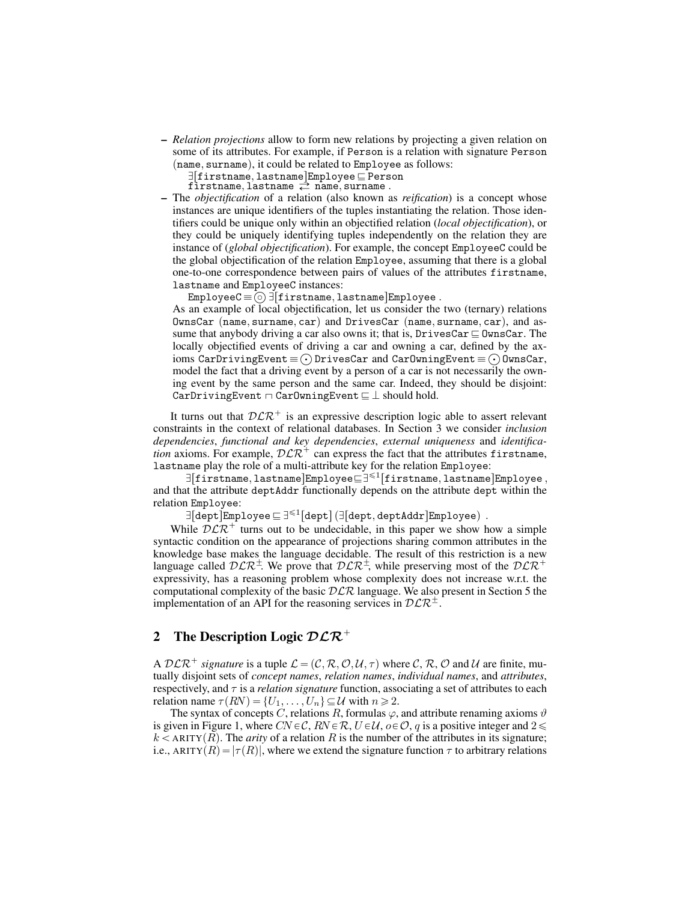- *Relation projections* allow to form new relations by projecting a given relation on some of its attributes. For example, if Person is a relation with signature Person (name, surname), it could be related to Employee as follows:

  $\exists[\mathtt{firstname},\mathtt{lastname}]\mathtt{Employee} \sqsubseteq \mathtt{Person}$
  $\mathtt{firstname},\mathtt{lastname} \rightleftarrows \mathtt{name},\mathtt{surname}$ .

- The *objectification* of a relation (also known as *reification*) is a concept whose instances are unique identifiers of the tuples instantiating the relation. Those identifiers could be unique only within an objectified relation (*local objectification*), or they could be uniquely identifying tuples independently on the relation they are instance of (*global objectification*). For example, the concept EmployeeC could be the global objectification of the relation Employee, assuming that there is a global one-to-one correspondence between pairs of values of the attributes firstname, lastname and EmployeeC instances:

  $\mathtt{EmployeeC} \equiv \circledcirc\, \exists[\mathtt{firstname},\mathtt{lastname}]\mathtt{Employee}$ .

  As an example of local objectification, let us consider the two (ternary) relations OwnsCar (name, surname, car) and DrivesCar (name, surname, car), and assume that anybody driving a car also owns it; that is, $\mathtt{DrivesCar} \sqsubseteq \mathtt{OwnsCar}$. The locally objectified events of driving a car and owning a car, defined by the axioms $\mathtt{CarDrivingEvent} \equiv \odot\, \mathtt{DrivesCar}$ and $\mathtt{CarOwningEvent} \equiv \odot\, \mathtt{OwnsCar}$, model the fact that a driving event by a person of a car is not necessarily the owning event by the same person and the same car. Indeed, they should be disjoint: $\mathtt{CarDrivingEvent} \sqcap \mathtt{CarOwningEvent} \sqsubseteq \bot$ should hold.

It turns out that $\mathcal{DLR}^+$ is an expressive description logic able to assert relevant constraints in the context of relational databases. In Section 3 we consider *inclusion dependencies*, *functional and key dependencies*, *external uniqueness* and *identification* axioms. For example, $\mathcal{DLR}^+$ can express the fact that the attributes firstname, lastname play the role of a multi-attribute key for the relation Employee:

$$\exists[\mathtt{firstname},\mathtt{lastname}]\mathtt{Employee} \sqsubseteq \exists^{\leqslant 1}[\mathtt{firstname},\mathtt{lastname}]\mathtt{Employee}\,,$$

and that the attribute deptAddr functionally depends on the attribute dept within the relation Employee:

$$\exists[\mathtt{dept}]\mathtt{Employee} \sqsubseteq \exists^{\leqslant 1}[\mathtt{dept}]\,(\exists[\mathtt{dept},\mathtt{deptAddr}]\mathtt{Employee})\ .$$

While $\mathcal{DLR}^+$ turns out to be undecidable, in this paper we show how a simple syntactic condition on the appearance of projections sharing common attributes in the knowledge base makes the language decidable. The result of this restriction is a new language called $\mathcal{DLR}^\pm$. We prove that $\mathcal{DLR}^\pm$, while preserving most of the $\mathcal{DLR}^+$ expressivity, has a reasoning problem whose complexity does not increase w.r.t. the computational complexity of the basic $\mathcal{DLR}$ language. We also present in Section 5 the implementation of an API for the reasoning services in $\mathcal{DLR}^\pm$.

## 2 The Description Logic $\mathcal{DLR}^+$

A $\mathcal{DLR}^+$ *signature* is a tuple $\mathcal{L} = (\mathcal{C}, \mathcal{R}, \mathcal{O}, \mathcal{U}, \tau)$ where $\mathcal{C}$, $\mathcal{R}$, $\mathcal{O}$ and $\mathcal{U}$ are finite, mutually disjoint sets of *concept names*, *relation names*, *individual names*, and *attributes*, respectively, and $\tau$ is a *relation signature* function, associating a set of attributes to each relation name $\tau(RN) = \{U_1, \ldots, U_n\} \subseteq \mathcal{U}$ with $n \geqslant 2$.

The syntax of concepts $C$, relations $R$, formulas $\varphi$, and attribute renaming axioms $\vartheta$ is given in Figure 1, where $CN \in \mathcal{C}$, $RN \in \mathcal{R}$, $U \in \mathcal{U}$, $o \in \mathcal{O}$, $q$ is a positive integer and $2 \leqslant k < \text{ARITY}(R)$. The *arity* of a relation $R$ is the number of the attributes in its signature; i.e., $\text{ARITY}(R) = |\tau(R)|$, where we extend the signature function $\tau$ to arbitrary relations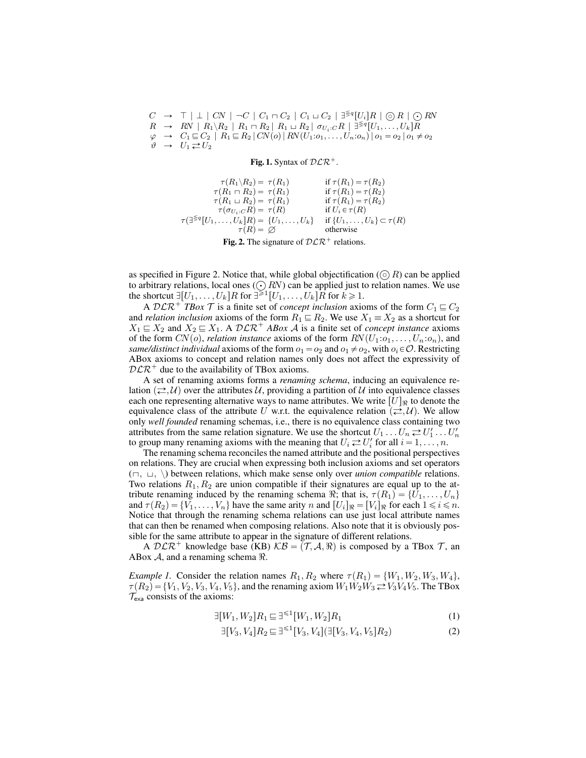$$
\begin{array}{lcl}
C & \rightarrow & \top \mid \bot \mid CN \mid \neg C \mid C_1 \sqcap C_2 \mid C_1 \sqcup C_2 \mid \exists^{\lesseqgtr q}[U_i]R \mid \circledcirc R \mid \odot RN \\
R & \rightarrow & RN \mid R_1 \backslash R_2 \mid R_1 \sqcap R_2 \mid R_1 \sqcup R_2 \mid \sigma_{U_i:C} R \mid \exists^{\lesseqgtr q}[U_1,\ldots,U_k]R \\
\varphi & \rightarrow & C_1 \sqsubseteq C_2 \mid R_1 \sqsubseteq R_2 \mid CN(o) \mid RN(U_1{:}o_1,\ldots,U_n{:}o_n) \mid o_1 = o_2 \mid o_1 \neq o_2 \\
\vartheta & \rightarrow & U_1 \rightleftarrows U_2
\end{array}
$$

**Fig. 1.** Syntax of $\mathcal{DLR}^+$.

$$
\begin{array}{rll}
\tau(R_1 \backslash R_2) = & \tau(R_1) & \text{if } \tau(R_1) = \tau(R_2) \\
\tau(R_1 \sqcap R_2) = & \tau(R_1) & \text{if } \tau(R_1) = \tau(R_2) \\
\tau(R_1 \sqcup R_2) = & \tau(R_1) & \text{if } \tau(R_1) = \tau(R_2) \\
\tau(\sigma_{U_i:C} R) = & \tau(R) & \text{if } U_i \in \tau(R) \\
\tau(\exists^{\lesseqgtr q}[U_1,\ldots,U_k]R) = & \{U_1,\ldots,U_k\} & \text{if } \{U_1,\ldots,U_k\} \subset \tau(R) \\
\tau(R) = & \varnothing & \text{otherwise}
\end{array}
$$

**Fig. 2.** The signature of $\mathcal{DLR}^+$ relations.

as specified in Figure 2. Notice that, while global objectification ($\circledcirc R$) can be applied to arbitrary relations, local ones ($\odot RN$) can be applied just to relation names. We use the shortcut $\exists[U_1,\ldots,U_k]R$ for $\exists^{\geqslant 1}[U_1,\ldots,U_k]R$ for $k \geqslant 1$.

A $\mathcal{DLR}^+$ *TBox* $\mathcal{T}$ is a finite set of *concept inclusion* axioms of the form $C_1 \sqsubseteq C_2$ and *relation inclusion* axioms of the form $R_1 \sqsubseteq R_2$. We use $X_1 \equiv X_2$ as a shortcut for $X_1 \sqsubseteq X_2$ and $X_2 \sqsubseteq X_1$. A $\mathcal{DLR}^+$ *ABox* $\mathcal{A}$ is a finite set of *concept instance* axioms of the form $CN(o)$, *relation instance* axioms of the form $RN(U_1{:}o_1,\ldots,U_n{:}o_n)$, and *same/distinct individual* axioms of the form $o_1 = o_2$ and $o_1 \neq o_2$, with $o_i \in \mathcal{O}$. Restricting ABox axioms to concept and relation names only does not affect the expressivity of $\mathcal{DLR}^+$ due to the availability of TBox axioms.

A set of renaming axioms forms a *renaming schema*, inducing an equivalence relation $(\rightleftarrows, \mathcal{U})$ over the attributes $\mathcal{U}$, providing a partition of $\mathcal{U}$ into equivalence classes each one representing alternative ways to name attributes. We write $[U]_{\Re}$ to denote the equivalence class of the attribute $U$ w.r.t. the equivalence relation $(\rightleftarrows, \mathcal{U})$. We allow only *well founded* renaming schemas, i.e., there is no equivalence class containing two attributes from the same relation signature. We use the shortcut $U_1 \ldots U_n \rightleftarrows U_1' \ldots U_n'$ to group many renaming axioms with the meaning that $U_i \rightleftarrows U_i'$ for all $i = 1,\ldots,n$.

The renaming schema reconciles the named attribute and the positional perspectives on relations. They are crucial when expressing both inclusion axioms and set operators ($\sqcap$, $\sqcup$, $\backslash$) between relations, which make sense only over *union compatible* relations. Two relations $R_1, R_2$ are union compatible if their signatures are equal up to the attribute renaming induced by the renaming schema $\Re$; that is, $\tau(R_1) = \{U_1,\ldots,U_n\}$ and $\tau(R_2) = \{V_1,\ldots,V_n\}$ have the same arity $n$ and $[U_i]_{\Re} = [V_i]_{\Re}$ for each $1 \leqslant i \leqslant n$. Notice that through the renaming schema relations can use just local attribute names that can then be renamed when composing relations. Also note that it is obviously possible for the same attribute to appear in the signature of different relations.

A $\mathcal{DLR}^+$ knowledge base (KB) $\mathcal{KB} = (\mathcal{T}, \mathcal{A}, \Re)$ is composed by a TBox $\mathcal{T}$, an ABox $\mathcal{A}$, and a renaming schema $\Re$.

*Example 1.* Consider the relation names $R_1, R_2$ where $\tau(R_1) = \{W_1, W_2, W_3, W_4\}$, $\tau(R_2) = \{V_1, V_2, V_3, V_4, V_5\}$, and the renaming axiom $W_1 W_2 W_3 \rightleftarrows V_3 V_4 V_5$. The TBox $\mathcal{T}_{\mathsf{exa}}$ consists of the axioms:

$$\exists[W_1, W_2]R_1 \sqsubseteq \exists^{\leqslant 1}[W_1, W_2]R_1 \tag{1}$$

$$\exists[V_3, V_4]R_2 \sqsubseteq \exists^{\leqslant 1}[V_3, V_4](\exists[V_3, V_4, V_5]R_2) \tag{2}$$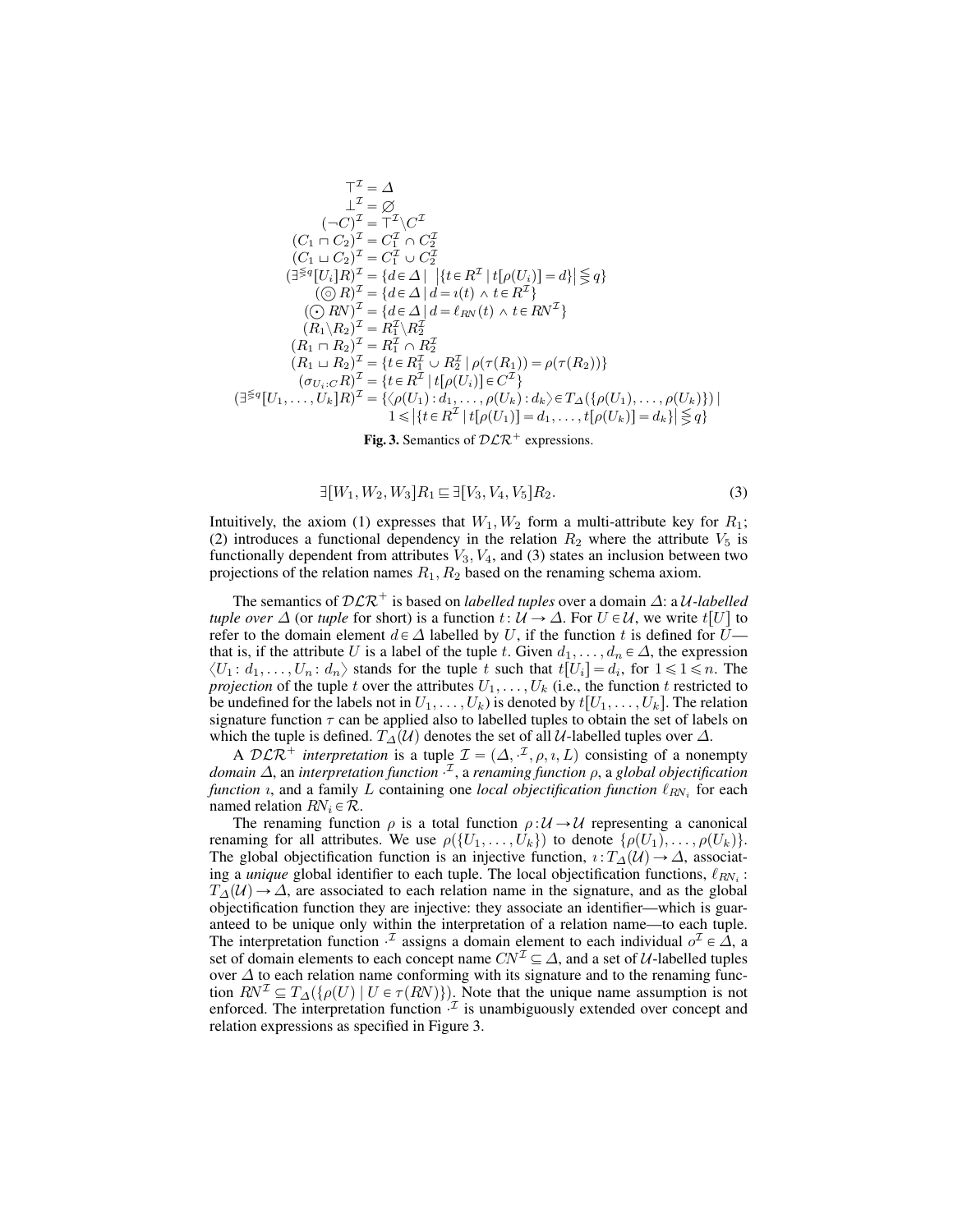$$
\begin{aligned}
\top^{\mathcal{I}} &= \Delta \\
\bot^{\mathcal{I}} &= \varnothing \\
(\neg C)^{\mathcal{I}} &= \top^{\mathcal{I}} \backslash C^{\mathcal{I}} \\
(C_1 \sqcap C_2)^{\mathcal{I}} &= C_1^{\mathcal{I}} \cap C_2^{\mathcal{I}} \\
(C_1 \sqcup C_2)^{\mathcal{I}} &= C_1^{\mathcal{I}} \cup C_2^{\mathcal{I}} \\
(\exists^{\lesseqqgtr q}[U_i]R)^{\mathcal{I}} &= \{d \in \Delta \mid \left|\{t \in R^{\mathcal{I}} \mid t[\rho(U_i)] = d\}\right| \lesseqqgtr q\} \\
(\circledcirc\, R)^{\mathcal{I}} &= \{d \in \Delta \mid d = \imath(t) \wedge t \in R^{\mathcal{I}}\} \\
(\odot\, RN)^{\mathcal{I}} &= \{d \in \Delta \mid d = \ell_{RN}(t) \wedge t \in RN^{\mathcal{I}}\} \\
(R_1 \backslash R_2)^{\mathcal{I}} &= R_1^{\mathcal{I}} \backslash R_2^{\mathcal{I}} \\
(R_1 \sqcap R_2)^{\mathcal{I}} &= R_1^{\mathcal{I}} \cap R_2^{\mathcal{I}} \\
(R_1 \sqcup R_2)^{\mathcal{I}} &= \{t \in R_1^{\mathcal{I}} \cup R_2^{\mathcal{I}} \mid \rho(\tau(R_1)) = \rho(\tau(R_2))\} \\
(\sigma_{U_i:C} R)^{\mathcal{I}} &= \{t \in R^{\mathcal{I}} \mid t[\rho(U_i)] \in C^{\mathcal{I}}\} \\
(\exists^{\lesseqqgtr q}[U_1, \ldots, U_k]R)^{\mathcal{I}} &= \{\langle \rho(U_1) : d_1, \ldots, \rho(U_k) : d_k \rangle \in T_{\Delta}(\{\rho(U_1), \ldots, \rho(U_k)\}) \mid \\
&\qquad 1 \leqslant \left|\{t \in R^{\mathcal{I}} \mid t[\rho(U_1)] = d_1, \ldots, t[\rho(U_k)] = d_k\}\right| \lesseqqgtr q\}
\end{aligned}
$$

**Fig. 3.** Semantics of $\mathcal{DLR}^+$ expressions.

$$\exists[W_1, W_2, W_3]R_1 \sqsubseteq \exists[V_3, V_4, V_5]R_2. \tag{3}$$

Intuitively, the axiom (1) expresses that $W_1, W_2$ form a multi-attribute key for $R_1$; (2) introduces a functional dependency in the relation $R_2$ where the attribute $V_5$ is functionally dependent from attributes $V_3, V_4$, and (3) states an inclusion between two projections of the relation names $R_1, R_2$ based on the renaming schema axiom.

The semantics of $\mathcal{DLR}^+$ is based on *labelled tuples* over a domain $\Delta$: a $\mathcal{U}$*-labelled tuple over* $\Delta$ (or *tuple* for short) is a function $t\colon \mathcal{U} \to \Delta$. For $U \in \mathcal{U}$, we write $t[U]$ to refer to the domain element $d \in \Delta$ labelled by $U$, if the function $t$ is defined for $U$—that is, if the attribute $U$ is a label of the tuple $t$. Given $d_1, \ldots, d_n \in \Delta$, the expression $\langle U_1\colon d_1, \ldots, U_n\colon d_n \rangle$ stands for the tuple $t$ such that $t[U_i] = d_i$, for $1 \leqslant 1 \leqslant n$. The *projection* of the tuple $t$ over the attributes $U_1, \ldots, U_k$ (i.e., the function $t$ restricted to be undefined for the labels not in $U_1, \ldots, U_k$) is denoted by $t[U_1, \ldots, U_k]$. The relation signature function $\tau$ can be applied also to labelled tuples to obtain the set of labels on which the tuple is defined. $T_{\Delta}(\mathcal{U})$ denotes the set of all $\mathcal{U}$-labelled tuples over $\Delta$.

A $\mathcal{DLR}^+$ *interpretation* is a tuple $\mathcal{I} = (\Delta, \cdot^{\mathcal{I}}, \rho, \imath, L)$ consisting of a nonempty *domain* $\Delta$, an *interpretation function* $\cdot^{\mathcal{I}}$, a *renaming function* $\rho$, a *global objectification function* $\imath$, and a family $L$ containing one *local objectification function* $\ell_{RN_i}$ for each named relation $RN_i \in \mathcal{R}$.

The renaming function $\rho$ is a total function $\rho\colon \mathcal{U} \to \mathcal{U}$ representing a canonical renaming for all attributes. We use $\rho(\{U_1, \ldots, U_k\})$ to denote $\{\rho(U_1), \ldots, \rho(U_k)\}$. The global objectification function is an injective function, $\imath\colon T_{\Delta}(\mathcal{U}) \to \Delta$, associating a *unique* global identifier to each tuple. The local objectification functions, $\ell_{RN_i}\colon T_{\Delta}(\mathcal{U}) \to \Delta$, are associated to each relation name in the signature, and as the global objectification function they are injective: they associate an identifier—which is guaranteed to be unique only within the interpretation of a relation name—to each tuple. The interpretation function $\cdot^{\mathcal{I}}$ assigns a domain element to each individual $o^{\mathcal{I}} \in \Delta$, a set of domain elements to each concept name $CN^{\mathcal{I}} \subseteq \Delta$, and a set of $\mathcal{U}$-labelled tuples over $\Delta$ to each relation name conforming with its signature and to the renaming function $RN^{\mathcal{I}} \subseteq T_{\Delta}(\{\rho(U) \mid U \in \tau(RN)\})$. Note that the unique name assumption is not enforced. The interpretation function $\cdot^{\mathcal{I}}$ is unambiguously extended over concept and relation expressions as specified in Figure 3.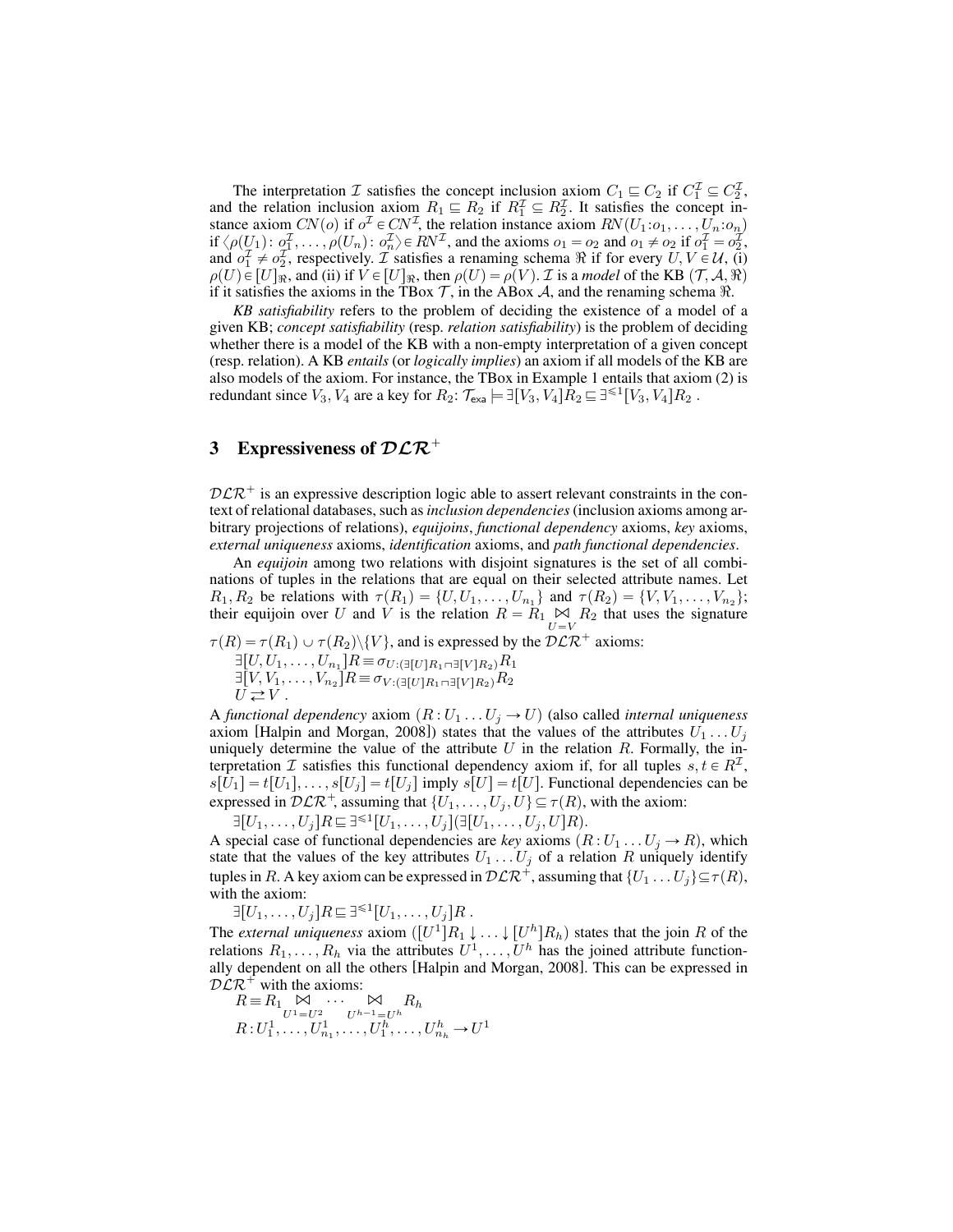The interpretation $\mathcal{I}$ satisfies the concept inclusion axiom $C_1 \sqsubseteq C_2$ if $C_1^{\mathcal{I}} \subseteq C_2^{\mathcal{I}}$, and the relation inclusion axiom $R_1 \sqsubseteq R_2$ if $R_1^{\mathcal{I}} \subseteq R_2^{\mathcal{I}}$. It satisfies the concept instance axiom $CN(o)$ if $o^{\mathcal{I}} \in CN^{\mathcal{I}}$, the relation instance axiom $RN(U_1{:}o_1, \dots, U_n{:}o_n)$ if $\langle \rho(U_1): o_1^{\mathcal{I}}, \dots, \rho(U_n): o_n^{\mathcal{I}} \rangle \in RN^{\mathcal{I}}$, and the axioms $o_1 = o_2$ and $o_1 \neq o_2$ if $o_1^{\mathcal{I}} = o_2^{\mathcal{I}}$, and $o_1^{\mathcal{I}} \neq o_2^{\mathcal{I}}$, respectively. $\mathcal{I}$ satisfies a renaming schema $\Re$ if for every $U, V \in \mathcal{U}$, (i) $\rho(U) \in [U]_{\Re}$, and (ii) if $V \in [U]_{\Re}$, then $\rho(U) = \rho(V)$. $\mathcal{I}$ is a *model* of the KB $(\mathcal{T}, \mathcal{A}, \Re)$ if it satisfies the axioms in the TBox $\mathcal{T}$, in the ABox $\mathcal{A}$, and the renaming schema $\Re$.

*KB satisfiability* refers to the problem of deciding the existence of a model of a given KB; *concept satisfiability* (resp. *relation satisfiability*) is the problem of deciding whether there is a model of the KB with a non-empty interpretation of a given concept (resp. relation). A KB *entails* (or *logically implies*) an axiom if all models of the KB are also models of the axiom. For instance, the TBox in Example 1 entails that axiom (2) is redundant since $V_3, V_4$ are a key for $R_2$: $\mathcal{T}_{\mathsf{exa}} \models \exists[V_3, V_4]R_2 \sqsubseteq \exists^{\leqslant 1}[V_3, V_4]R_2$ .

## 3 Expressiveness of $\mathcal{DLR}^+$

$\mathcal{DLR}^+$ is an expressive description logic able to assert relevant constraints in the context of relational databases, such as *inclusion dependencies* (inclusion axioms among arbitrary projections of relations), *equijoins*, *functional dependency* axioms, *key* axioms, *external uniqueness* axioms, *identification* axioms, and *path functional dependencies*.

An *equijoin* among two relations with disjoint signatures is the set of all combinations of tuples in the relations that are equal on their selected attribute names. Let $R_1, R_2$ be relations with $\tau(R_1) = \{U, U_1, \dots, U_{n_1}\}$ and $\tau(R_2) = \{V, V_1, \dots, V_{n_2}\}$; their equijoin over $U$ and $V$ is the relation $R = R_1 \underset{U=V}{\bowtie} R_2$ that uses the signature $\tau(R) = \tau(R_1) \cup \tau(R_2) \setminus \{V\}$, and is expressed by the $\mathcal{DLR}^+$ axioms:

$$\exists[U, U_1, \dots, U_{n_1}]R \equiv \sigma_{U:(\exists[U]R_1 \sqcap \exists[V]R_2)} R_1$$
$$\exists[V, V_1, \dots, V_{n_2}]R \equiv \sigma_{V:(\exists[U]R_1 \sqcap \exists[V]R_2)} R_2$$
$$U \rightleftarrows V \, .$$

A *functional dependency* axiom $(R : U_1 \dots U_j \rightarrow U)$ (also called *internal uniqueness* axiom [Halpin and Morgan, 2008]) states that the values of the attributes $U_1 \dots U_j$ uniquely determine the value of the attribute $U$ in the relation $R$. Formally, the interpretation $\mathcal{I}$ satisfies this functional dependency axiom if, for all tuples $s, t \in R^{\mathcal{I}}$, $s[U_1] = t[U_1], \dots, s[U_j] = t[U_j]$ imply $s[U] = t[U]$. Functional dependencies can be expressed in $\mathcal{DLR}^+$, assuming that $\{U_1, \dots, U_j, U\} \subseteq \tau(R)$, with the axiom:

$$\exists[U_1, \dots, U_j]R \sqsubseteq \exists^{\leqslant 1}[U_1, \dots, U_j](\exists[U_1, \dots, U_j, U]R).$$

A special case of functional dependencies are *key* axioms $(R : U_1 \dots U_j \rightarrow R)$, which state that the values of the key attributes $U_1 \dots U_j$ of a relation $R$ uniquely identify tuples in $R$. A key axiom can be expressed in $\mathcal{DLR}^+$, assuming that $\{U_1 \dots U_j\} \subseteq \tau(R)$, with the axiom:

$$\exists[U_1, \dots, U_j]R \sqsubseteq \exists^{\leqslant 1}[U_1, \dots, U_j]R \, .$$

The *external uniqueness* axiom $([U^1]R_1 \downarrow \dots \downarrow [U^h]R_h)$ states that the join $R$ of the relations $R_1, \dots, R_h$ via the attributes $U^1, \dots, U^h$ has the joined attribute functionally dependent on all the others [Halpin and Morgan, 2008]. This can be expressed in $\mathcal{DLR}^+$ with the axioms:

$$R \equiv R_1 \underset{U^1=U^2}{\bowtie} \cdots \underset{U^{h-1}=U^h}{\bowtie} R_h$$
$$R : U_1^1, \dots, U_{n_1}^1, \dots, U_1^h, \dots, U_{n_h}^h \rightarrow U^1$$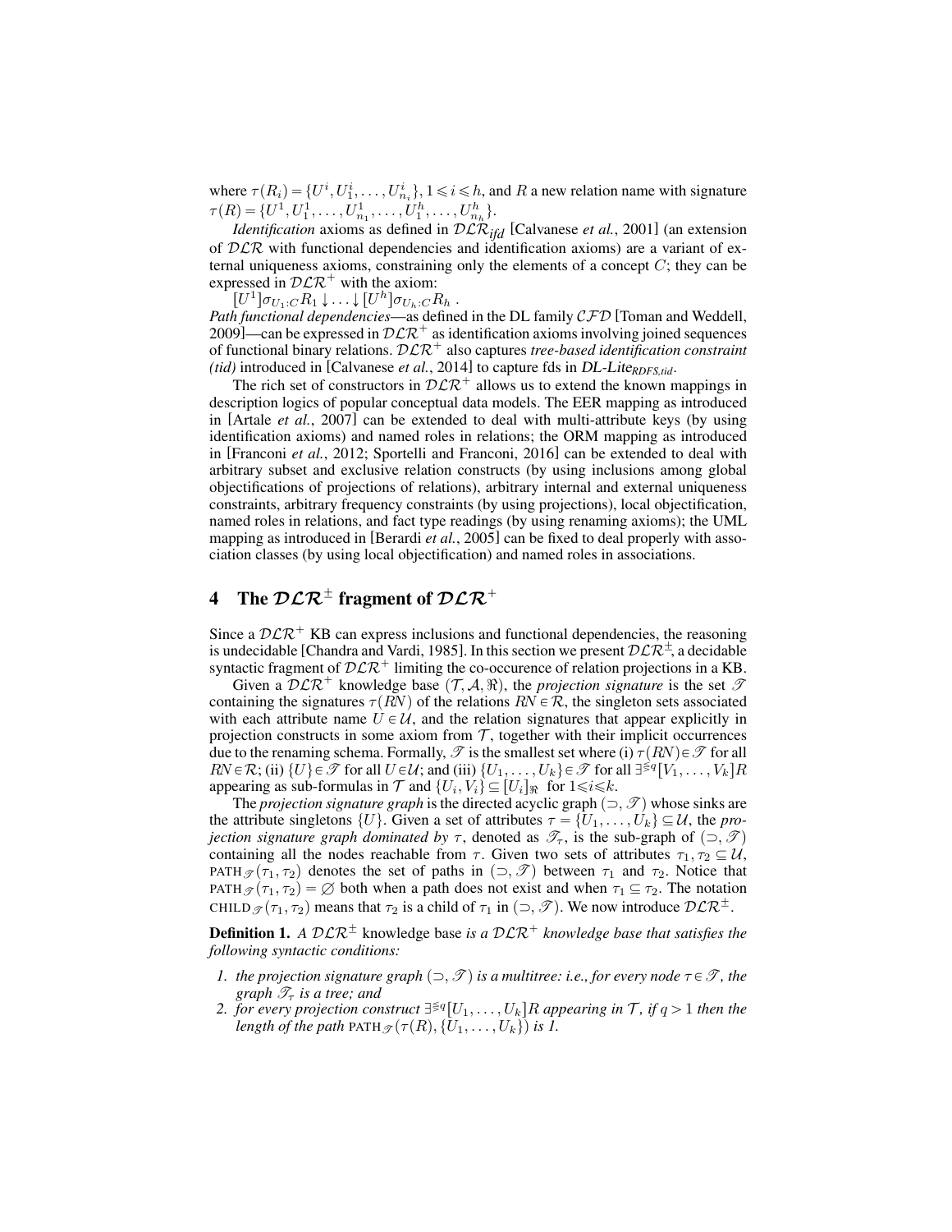where $\tau(R_i) = \{U^i, U^i_1, \ldots, U^i_{n_i}\}$, $1 \leqslant i \leqslant h$, and $R$ a new relation name with signature $\tau(R) = \{U^1, U^1_1, \ldots, U^1_{n_1}, \ldots, U^h_1, \ldots, U^h_{n_h}\}$.

*Identification* axioms as defined in $\mathcal{DLR}_{ifd}$ [Calvanese *et al.*, 2001] (an extension of $\mathcal{DLR}$ with functional dependencies and identification axioms) are a variant of external uniqueness axioms, constraining only the elements of a concept $C$; they can be expressed in $\mathcal{DLR}^+$ with the axiom:

$[U^1]\sigma_{U_1:C}R_1 \downarrow \ldots \downarrow [U^h]\sigma_{U_h:C}R_h$ .

*Path functional dependencies*—as defined in the DL family $\mathcal{CFD}$ [Toman and Weddell, 2009]—can be expressed in $\mathcal{DLR}^+$ as identification axioms involving joined sequences of functional binary relations. $\mathcal{DLR}^+$ also captures *tree-based identification constraint (tid)* introduced in [Calvanese *et al.*, 2014] to capture fds in *DL-Lite*$_{RDFS,tid}$.

The rich set of constructors in $\mathcal{DLR}^+$ allows us to extend the known mappings in description logics of popular conceptual data models. The EER mapping as introduced in [Artale *et al.*, 2007] can be extended to deal with multi-attribute keys (by using identification axioms) and named roles in relations; the ORM mapping as introduced in [Franconi *et al.*, 2012; Sportelli and Franconi, 2016] can be extended to deal with arbitrary subset and exclusive relation constructs (by using inclusions among global objectifications of projections of relations), arbitrary internal and external uniqueness constraints, arbitrary frequency constraints (by using projections), local objectification, named roles in relations, and fact type readings (by using renaming axioms); the UML mapping as introduced in [Berardi *et al.*, 2005] can be fixed to deal properly with association classes (by using local objectification) and named roles in associations.

## 4 The $\mathcal{DLR}^\pm$ fragment of $\mathcal{DLR}^+$

Since a $\mathcal{DLR}^+$ KB can express inclusions and functional dependencies, the reasoning is undecidable [Chandra and Vardi, 1985]. In this section we present $\mathcal{DLR}^\pm$, a decidable syntactic fragment of $\mathcal{DLR}^+$ limiting the co-occurence of relation projections in a KB.

Given a $\mathcal{DLR}^+$ knowledge base $(\mathcal{T}, \mathcal{A}, \Re)$, the *projection signature* is the set $\mathscr{T}$ containing the signatures $\tau(RN)$ of the relations $RN \in \mathcal{R}$, the singleton sets associated with each attribute name $U \in \mathcal{U}$, and the relation signatures that appear explicitly in projection constructs in some axiom from $\mathcal{T}$, together with their implicit occurrences due to the renaming schema. Formally, $\mathscr{T}$ is the smallest set where (i) $\tau(RN) \in \mathscr{T}$ for all $RN \in \mathcal{R}$; (ii) $\{U\} \in \mathscr{T}$ for all $U \in \mathcal{U}$; and (iii) $\{U_1, \ldots, U_k\} \in \mathscr{T}$ for all $\exists^{\lesseqgtr q}[V_1, \ldots, V_k]R$ appearing as sub-formulas in $\mathcal{T}$ and $\{U_i, V_i\} \subseteq [U_i]_\Re$ for $1 \leqslant i \leqslant k$.

The *projection signature graph* is the directed acyclic graph $(\supset, \mathscr{T})$ whose sinks are the attribute singletons $\{U\}$. Given a set of attributes $\tau = \{U_1, \ldots, U_k\} \subseteq \mathcal{U}$, the *projection signature graph dominated by* $\tau$, denoted as $\mathscr{T}_\tau$, is the sub-graph of $(\supset, \mathscr{T})$ containing all the nodes reachable from $\tau$. Given two sets of attributes $\tau_1, \tau_2 \subseteq \mathcal{U}$, $\text{PATH}_{\mathscr{T}}(\tau_1, \tau_2)$ denotes the set of paths in $(\supset, \mathscr{T})$ between $\tau_1$ and $\tau_2$. Notice that $\text{PATH}_{\mathscr{T}}(\tau_1, \tau_2) = \varnothing$ both when a path does not exist and when $\tau_1 \subseteq \tau_2$. The notation $\text{CHILD}_{\mathscr{T}}(\tau_1, \tau_2)$ means that $\tau_2$ is a child of $\tau_1$ in $(\supset, \mathscr{T})$. We now introduce $\mathcal{DLR}^\pm$.

**Definition 1.** *A* $\mathcal{DLR}^\pm$ knowledge base *is a* $\mathcal{DLR}^+$ *knowledge base that satisfies the following syntactic conditions:*

1. *the projection signature graph* $(\supset, \mathscr{T})$ *is a multitree: i.e., for every node* $\tau \in \mathscr{T}$*, the graph* $\mathscr{T}_\tau$ *is a tree; and*
2. *for every projection construct* $\exists^{\lesseqgtr q}[U_1, \ldots, U_k]R$ *appearing in* $\mathcal{T}$*, if* $q > 1$ *then the length of the path* $\text{PATH}_{\mathscr{T}}(\tau(R), \{U_1, \ldots, U_k\})$ *is 1.*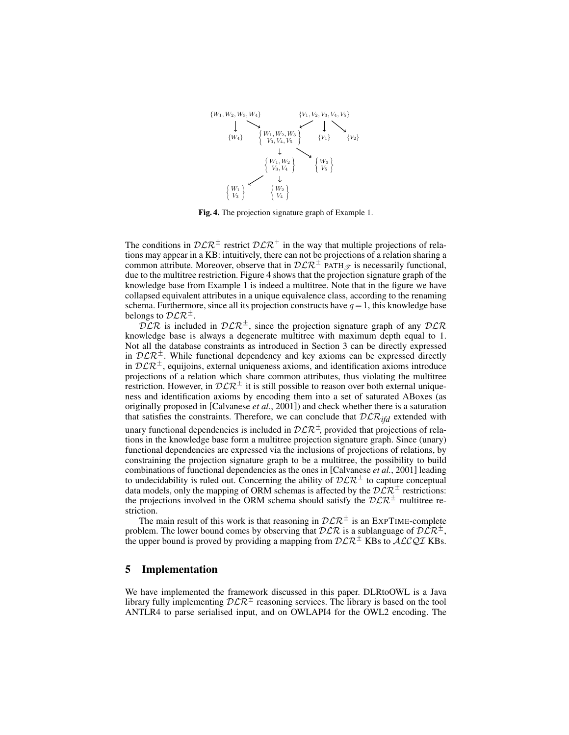$\{W_1, W_2, W_3, W_4\}$ → $\{W_4\}$, $\left\{\begin{matrix} W_1, W_2, W_3 \\ V_3, V_4, V_5 \end{matrix}\right\}$

$\{V_1, V_2, V_3, V_4, V_5\}$ → $\left\{\begin{matrix} W_1, W_2, W_3 \\ V_3, V_4, V_5 \end{matrix}\right\}$, $\{V_1\}$, $\{V_2\}$

$\left\{\begin{matrix} W_1, W_2, W_3 \\ V_3, V_4, V_5 \end{matrix}\right\}$ → $\left\{\begin{matrix} W_1, W_2 \\ V_3, V_4 \end{matrix}\right\}$, $\left\{\begin{matrix} W_3 \\ V_5 \end{matrix}\right\}$

$\left\{\begin{matrix} W_1, W_2 \\ V_3, V_4 \end{matrix}\right\}$ → $\left\{\begin{matrix} W_1 \\ V_3 \end{matrix}\right\}$, $\left\{\begin{matrix} W_2 \\ V_4 \end{matrix}\right\}$

**Fig. 4.** The projection signature graph of Example 1.

The conditions in $\mathcal{DLR}^{\pm}$ restrict $\mathcal{DLR}^{+}$ in the way that multiple projections of relations may appear in a KB: intuitively, there can not be projections of a relation sharing a common attribute. Moreover, observe that in $\mathcal{DLR}^{\pm}$ $\text{PATH}_{\mathcal{T}}$ is necessarily functional, due to the multitree restriction. Figure 4 shows that the projection signature graph of the knowledge base from Example 1 is indeed a multitree. Note that in the figure we have collapsed equivalent attributes in a unique equivalence class, according to the renaming schema. Furthermore, since all its projection constructs have $q = 1$, this knowledge base belongs to $\mathcal{DLR}^{\pm}$.

$\mathcal{DLR}$ is included in $\mathcal{DLR}^{\pm}$, since the projection signature graph of any $\mathcal{DLR}$ knowledge base is always a degenerate multitree with maximum depth equal to 1. Not all the database constraints as introduced in Section 3 can be directly expressed in $\mathcal{DLR}^{\pm}$. While functional dependency and key axioms can be expressed directly in $\mathcal{DLR}^{\pm}$, equijoins, external uniqueness axioms, and identification axioms introduce projections of a relation which share common attributes, thus violating the multitree restriction. However, in $\mathcal{DLR}^{\pm}$ it is still possible to reason over both external uniqueness and identification axioms by encoding them into a set of saturated ABoxes (as originally proposed in [Calvanese *et al.*, 2001]) and check whether there is a saturation that satisfies the constraints. Therefore, we can conclude that $\mathcal{DLR}_{ifd}$ extended with unary functional dependencies is included in $\mathcal{DLR}^{\pm}$, provided that projections of relations in the knowledge base form a multitree projection signature graph. Since (unary) functional dependencies are expressed via the inclusions of projections of relations, by constraining the projection signature graph to be a multitree, the possibility to build combinations of functional dependencies as the ones in [Calvanese *et al.*, 2001] leading to undecidability is ruled out. Concerning the ability of $\mathcal{DLR}^{\pm}$ to capture conceptual data models, only the mapping of ORM schemas is affected by the $\mathcal{DLR}^{\pm}$ restrictions: the projections involved in the ORM schema should satisfy the $\mathcal{DLR}^{\pm}$ multitree restriction.

The main result of this work is that reasoning in $\mathcal{DLR}^{\pm}$ is an EXPTIME-complete problem. The lower bound comes by observing that $\mathcal{DLR}$ is a sublanguage of $\mathcal{DLR}^{\pm}$, the upper bound is proved by providing a mapping from $\mathcal{DLR}^{\pm}$ KBs to $\mathcal{ALCQI}$ KBs.

## 5 Implementation

We have implemented the framework discussed in this paper. DLRtoOWL is a Java library fully implementing $\mathcal{DLR}^{\pm}$ reasoning services. The library is based on the tool ANTLR4 to parse serialised input, and on OWLAPI4 for the OWL2 encoding. The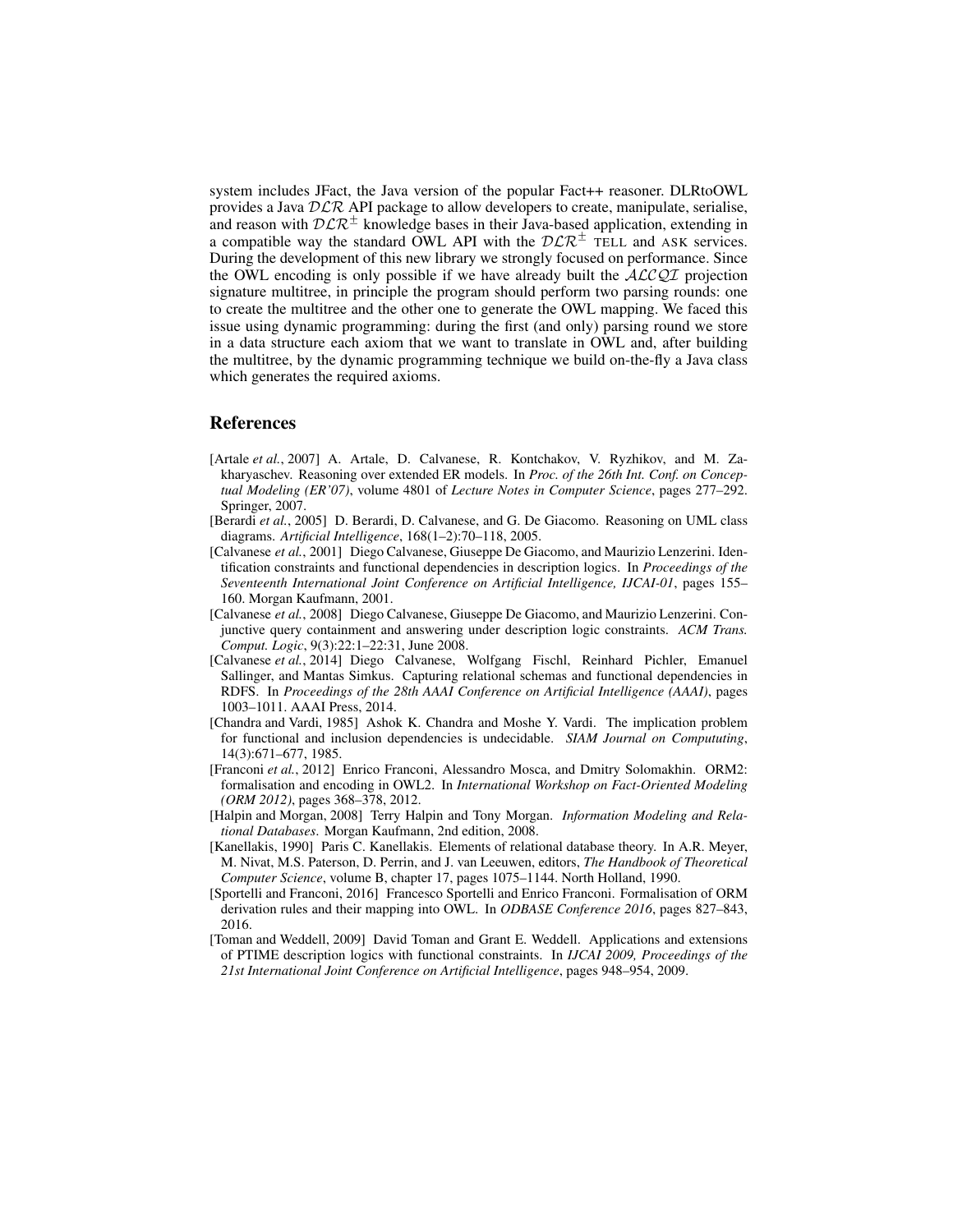system includes JFact, the Java version of the popular Fact++ reasoner. DLRtoOWL provides a Java $\mathcal{DLR}$ API package to allow developers to create, manipulate, serialise, and reason with $\mathcal{DLR}^{\pm}$ knowledge bases in their Java-based application, extending in a compatible way the standard OWL API with the $\mathcal{DLR}^{\pm}$ TELL and ASK services. During the development of this new library we strongly focused on performance. Since the OWL encoding is only possible if we have already built the $\mathcal{ALCQI}$ projection signature multitree, in principle the program should perform two parsing rounds: one to create the multitree and the other one to generate the OWL mapping. We faced this issue using dynamic programming: during the first (and only) parsing round we store in a data structure each axiom that we want to translate in OWL and, after building the multitree, by the dynamic programming technique we build on-the-fly a Java class which generates the required axioms.

## References

- [Artale *et al.*, 2007] A. Artale, D. Calvanese, R. Kontchakov, V. Ryzhikov, and M. Zakharyaschev. Reasoning over extended ER models. In *Proc. of the 26th Int. Conf. on Conceptual Modeling (ER'07)*, volume 4801 of *Lecture Notes in Computer Science*, pages 277–292. Springer, 2007.
- [Berardi *et al.*, 2005] D. Berardi, D. Calvanese, and G. De Giacomo. Reasoning on UML class diagrams. *Artificial Intelligence*, 168(1–2):70–118, 2005.
- [Calvanese *et al.*, 2001] Diego Calvanese, Giuseppe De Giacomo, and Maurizio Lenzerini. Identification constraints and functional dependencies in description logics. In *Proceedings of the Seventeenth International Joint Conference on Artificial Intelligence, IJCAI-01*, pages 155–160. Morgan Kaufmann, 2001.
- [Calvanese *et al.*, 2008] Diego Calvanese, Giuseppe De Giacomo, and Maurizio Lenzerini. Conjunctive query containment and answering under description logic constraints. *ACM Trans. Comput. Logic*, 9(3):22:1–22:31, June 2008.
- [Calvanese *et al.*, 2014] Diego Calvanese, Wolfgang Fischl, Reinhard Pichler, Emanuel Sallinger, and Mantas Simkus. Capturing relational schemas and functional dependencies in RDFS. In *Proceedings of the 28th AAAI Conference on Artificial Intelligence (AAAI)*, pages 1003–1011. AAAI Press, 2014.
- [Chandra and Vardi, 1985] Ashok K. Chandra and Moshe Y. Vardi. The implication problem for functional and inclusion dependencies is undecidable. *SIAM Journal on Compututing*, 14(3):671–677, 1985.
- [Franconi *et al.*, 2012] Enrico Franconi, Alessandro Mosca, and Dmitry Solomakhin. ORM2: formalisation and encoding in OWL2. In *International Workshop on Fact-Oriented Modeling (ORM 2012)*, pages 368–378, 2012.
- [Halpin and Morgan, 2008] Terry Halpin and Tony Morgan. *Information Modeling and Relational Databases*. Morgan Kaufmann, 2nd edition, 2008.
- [Kanellakis, 1990] Paris C. Kanellakis. Elements of relational database theory. In A.R. Meyer, M. Nivat, M.S. Paterson, D. Perrin, and J. van Leeuwen, editors, *The Handbook of Theoretical Computer Science*, volume B, chapter 17, pages 1075–1144. North Holland, 1990.
- [Sportelli and Franconi, 2016] Francesco Sportelli and Enrico Franconi. Formalisation of ORM derivation rules and their mapping into OWL. In *ODBASE Conference 2016*, pages 827–843, 2016.
- [Toman and Weddell, 2009] David Toman and Grant E. Weddell. Applications and extensions of PTIME description logics with functional constraints. In *IJCAI 2009, Proceedings of the 21st International Joint Conference on Artificial Intelligence*, pages 948–954, 2009.